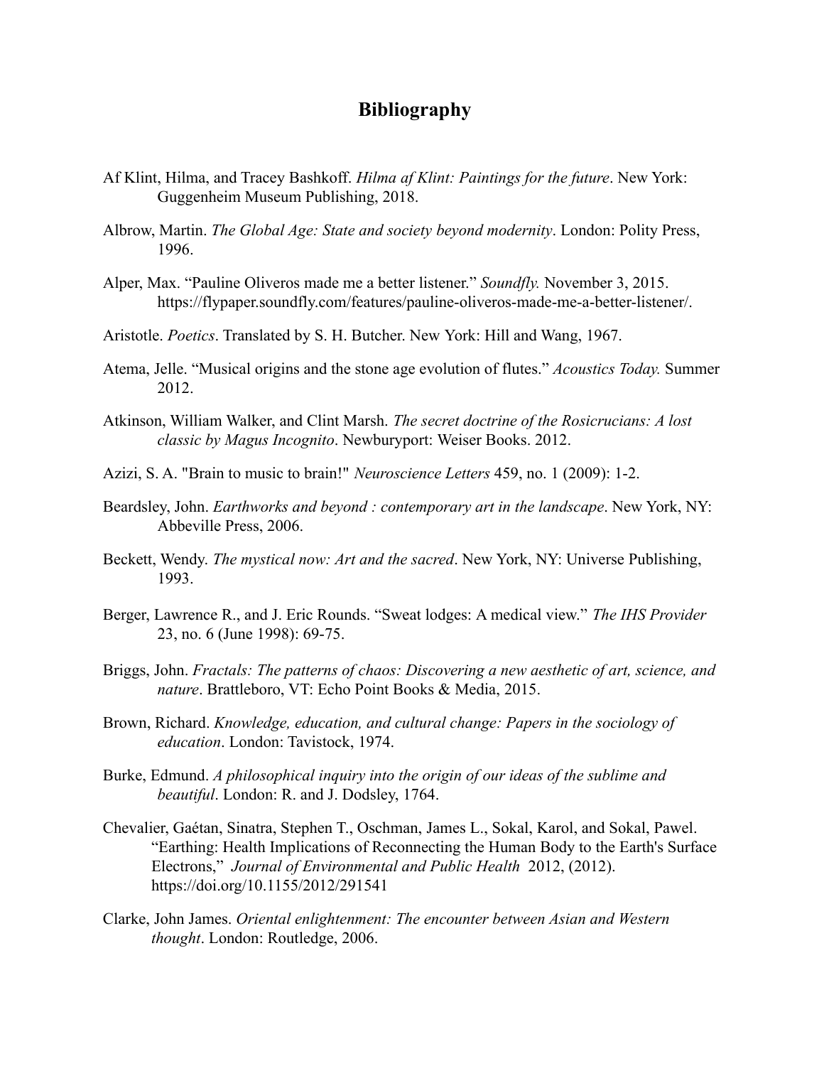# Bibliography

Af Klint, Hilma, and Tracey Bashkoff. *Hilma af Klint: Paintings for the future*. New York: Guggenheim Museum Publishing, 2018.

Albrow, Martin. *The Global Age: State and society beyond modernity*. London: Polity Press, 1996.

Alper, Max. "Pauline Oliveros made me a better listener." *Soundfly.* November 3, 2015. https://flypaper.soundfly.com/features/pauline-oliveros-made-me-a-better-listener/.

Aristotle. *Poetics*. Translated by S. H. Butcher. New York: Hill and Wang, 1967.

Atema, Jelle. "Musical origins and the stone age evolution of flutes." *Acoustics Today.* Summer 2012.

Atkinson, William Walker, and Clint Marsh. *The secret doctrine of the Rosicrucians: A lost classic by Magus Incognito*. Newburyport: Weiser Books. 2012.

Azizi, S. A. "Brain to music to brain!" *Neuroscience Letters* 459, no. 1 (2009): 1-2.

Beardsley, John. *Earthworks and beyond : contemporary art in the landscape*. New York, NY: Abbeville Press, 2006.

Beckett, Wendy. *The mystical now: Art and the sacred*. New York, NY: Universe Publishing, 1993.

Berger, Lawrence R., and J. Eric Rounds. "Sweat lodges: A medical view." *The IHS Provider* 23, no. 6 (June 1998): 69-75.

Briggs, John. *Fractals: The patterns of chaos: Discovering a new aesthetic of art, science, and nature*. Brattleboro, VT: Echo Point Books & Media, 2015.

Brown, Richard. *Knowledge, education, and cultural change: Papers in the sociology of education*. London: Tavistock, 1974.

Burke, Edmund. *A philosophical inquiry into the origin of our ideas of the sublime and beautiful*. London: R. and J. Dodsley, 1764.

Chevalier, Gaétan, Sinatra, Stephen T., Oschman, James L., Sokal, Karol, and Sokal, Pawel. "Earthing: Health Implications of Reconnecting the Human Body to the Earth's Surface Electrons," *Journal of Environmental and Public Health* 2012, (2012). https://doi.org/10.1155/2012/291541

Clarke, John James. *Oriental enlightenment: The encounter between Asian and Western thought*. London: Routledge, 2006.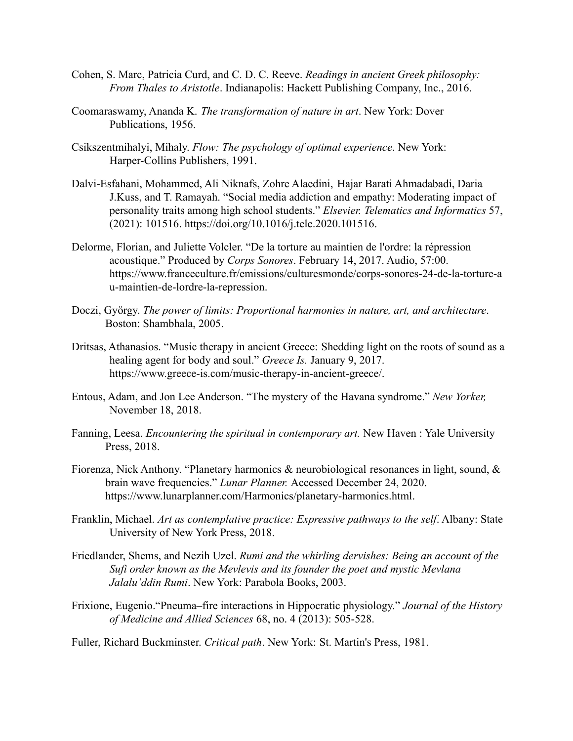Cohen, S. Marc, Patricia Curd, and C. D. C. Reeve. *Readings in ancient Greek philosophy: From Thales to Aristotle*. Indianapolis: Hackett Publishing Company, Inc., 2016.

Coomaraswamy, Ananda K. *The transformation of nature in art*. New York: Dover Publications, 1956.

Csikszentmihalyi, Mihaly. *Flow: The psychology of optimal experience*. New York: Harper-Collins Publishers, 1991.

Dalvi-Esfahani, Mohammed, Ali Niknafs, Zohre Alaedini, Hajar Barati Ahmadabadi, Daria J.Kuss, and T. Ramayah. "Social media addiction and empathy: Moderating impact of personality traits among high school students." *Elsevier. Telematics and Informatics* 57, (2021): 101516. https://doi.org/10.1016/j.tele.2020.101516.

Delorme, Florian, and Juliette Volcler. "De la torture au maintien de l'ordre: la répression acoustique." Produced by *Corps Sonores*. February 14, 2017. Audio, 57:00. https://www.franceculture.fr/emissions/culturesmonde/corps-sonores-24-de-la-torture-au-maintien-de-lordre-la-repression.

Doczi, György. *The power of limits: Proportional harmonies in nature, art, and architecture*. Boston: Shambhala, 2005.

Dritsas, Athanasios. "Music therapy in ancient Greece: Shedding light on the roots of sound as a healing agent for body and soul." *Greece Is.* January 9, 2017. https://www.greece-is.com/music-therapy-in-ancient-greece/.

Entous, Adam, and Jon Lee Anderson. "The mystery of the Havana syndrome." *New Yorker,* November 18, 2018.

Fanning, Leesa. *Encountering the spiritual in contemporary art.* New Haven : Yale University Press, 2018.

Fiorenza, Nick Anthony. "Planetary harmonics & neurobiological resonances in light, sound, & brain wave frequencies." *Lunar Planner.* Accessed December 24, 2020. https://www.lunarplanner.com/Harmonics/planetary-harmonics.html.

Franklin, Michael. *Art as contemplative practice: Expressive pathways to the self*. Albany: State University of New York Press, 2018.

Friedlander, Shems, and Nezih Uzel. *Rumi and the whirling dervishes: Being an account of the Sufi order known as the Mevlevis and its founder the poet and mystic Mevlana Jalalu'ddin Rumi*. New York: Parabola Books, 2003.

Frixione, Eugenio."Pneuma–fire interactions in Hippocratic physiology." *Journal of the History of Medicine and Allied Sciences* 68, no. 4 (2013): 505-528.

Fuller, Richard Buckminster. *Critical path*. New York: St. Martin's Press, 1981.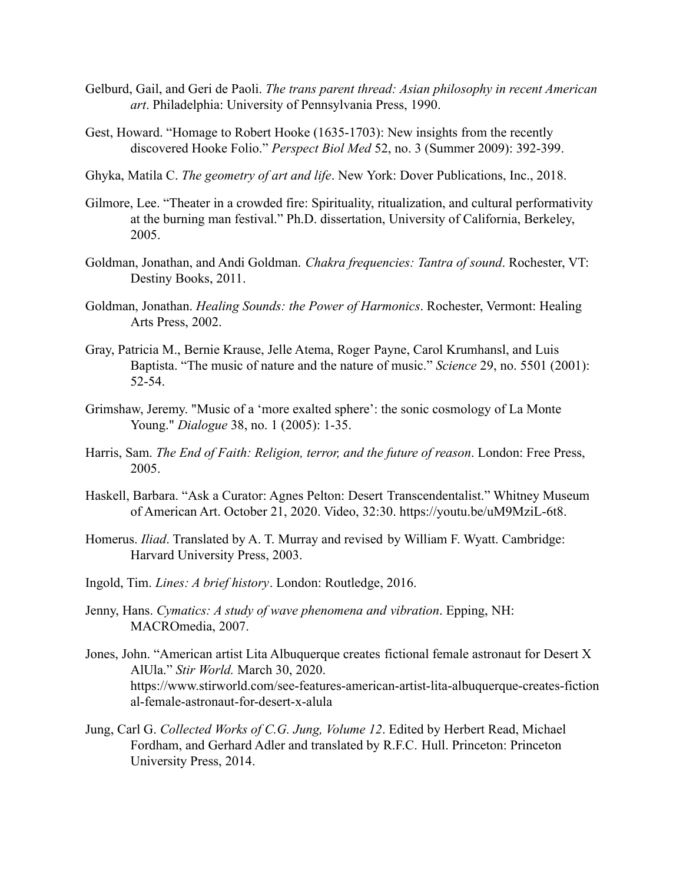Gelburd, Gail, and Geri de Paoli. *The trans parent thread: Asian philosophy in recent American art*. Philadelphia: University of Pennsylvania Press, 1990.

Gest, Howard. "Homage to Robert Hooke (1635-1703): New insights from the recently discovered Hooke Folio." *Perspect Biol Med* 52, no. 3 (Summer 2009): 392-399.

Ghyka, Matila C. *The geometry of art and life*. New York: Dover Publications, Inc., 2018.

Gilmore, Lee. "Theater in a crowded fire: Spirituality, ritualization, and cultural performativity at the burning man festival." Ph.D. dissertation, University of California, Berkeley, 2005.

Goldman, Jonathan, and Andi Goldman. *Chakra frequencies: Tantra of sound*. Rochester, VT: Destiny Books, 2011.

Goldman, Jonathan. *Healing Sounds: the Power of Harmonics*. Rochester, Vermont: Healing Arts Press, 2002.

Gray, Patricia M., Bernie Krause, Jelle Atema, Roger Payne, Carol Krumhansl, and Luis Baptista. "The music of nature and the nature of music." *Science* 29, no. 5501 (2001): 52-54.

Grimshaw, Jeremy. "Music of a 'more exalted sphere': the sonic cosmology of La Monte Young." *Dialogue* 38, no. 1 (2005): 1-35.

Harris, Sam. *The End of Faith: Religion, terror, and the future of reason*. London: Free Press, 2005.

Haskell, Barbara. "Ask a Curator: Agnes Pelton: Desert Transcendentalist." Whitney Museum of American Art. October 21, 2020. Video, 32:30. https://youtu.be/uM9MziL-6t8.

Homerus. *Iliad*. Translated by A. T. Murray and revised by William F. Wyatt. Cambridge: Harvard University Press, 2003.

Ingold, Tim. *Lines: A brief history*. London: Routledge, 2016.

Jenny, Hans. *Cymatics: A study of wave phenomena and vibration*. Epping, NH: MACROmedia, 2007.

Jones, John. "American artist Lita Albuquerque creates fictional female astronaut for Desert X AlUla." *Stir World.* March 30, 2020. https://www.stirworld.com/see-features-american-artist-lita-albuquerque-creates-fictional-female-astronaut-for-desert-x-alula

Jung, Carl G. *Collected Works of C.G. Jung, Volume 12*. Edited by Herbert Read, Michael Fordham, and Gerhard Adler and translated by R.F.C. Hull. Princeton: Princeton University Press, 2014.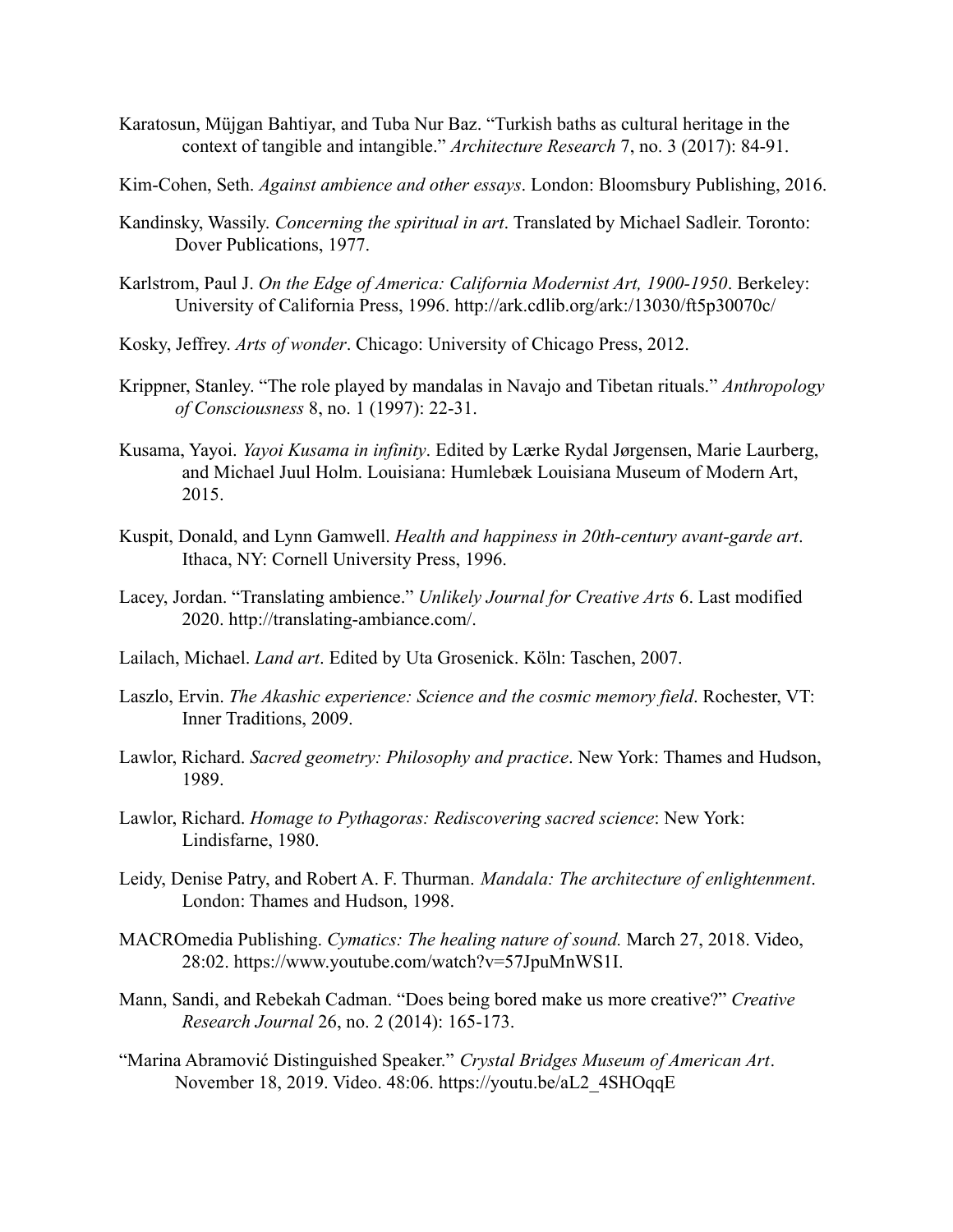Karatosun, Müjgan Bahtiyar, and Tuba Nur Baz. "Turkish baths as cultural heritage in the context of tangible and intangible." *Architecture Research* 7, no. 3 (2017): 84-91.

Kim-Cohen, Seth. *Against ambience and other essays*. London: Bloomsbury Publishing, 2016.

Kandinsky, Wassily. *Concerning the spiritual in art*. Translated by Michael Sadleir. Toronto: Dover Publications, 1977.

Karlstrom, Paul J. *On the Edge of America: California Modernist Art, 1900-1950*. Berkeley: University of California Press, 1996. http://ark.cdlib.org/ark:/13030/ft5p30070c/

Kosky, Jeffrey. *Arts of wonder*. Chicago: University of Chicago Press, 2012.

Krippner, Stanley. "The role played by mandalas in Navajo and Tibetan rituals." *Anthropology of Consciousness* 8, no. 1 (1997): 22-31.

Kusama, Yayoi. *Yayoi Kusama in infinity*. Edited by Lærke Rydal Jørgensen, Marie Laurberg, and Michael Juul Holm. Louisiana: Humlebæk Louisiana Museum of Modern Art, 2015.

Kuspit, Donald, and Lynn Gamwell. *Health and happiness in 20th-century avant-garde art*. Ithaca, NY: Cornell University Press, 1996.

Lacey, Jordan. "Translating ambience." *Unlikely Journal for Creative Arts* 6. Last modified 2020. http://translating-ambiance.com/.

Lailach, Michael. *Land art*. Edited by Uta Grosenick. Köln: Taschen, 2007.

Laszlo, Ervin. *The Akashic experience: Science and the cosmic memory field*. Rochester, VT: Inner Traditions, 2009.

Lawlor, Richard. *Sacred geometry: Philosophy and practice*. New York: Thames and Hudson, 1989.

Lawlor, Richard. *Homage to Pythagoras: Rediscovering sacred science*: New York: Lindisfarne, 1980.

Leidy, Denise Patry, and Robert A. F. Thurman. *Mandala: The architecture of enlightenment*. London: Thames and Hudson, 1998.

MACROmedia Publishing. *Cymatics: The healing nature of sound.* March 27, 2018. Video, 28:02. https://www.youtube.com/watch?v=57JpuMnWS1I.

Mann, Sandi, and Rebekah Cadman. "Does being bored make us more creative?" *Creative Research Journal* 26, no. 2 (2014): 165-173.

"Marina Abramović Distinguished Speaker." *Crystal Bridges Museum of American Art*. November 18, 2019. Video. 48:06. https://youtu.be/aL2_4SHOqqE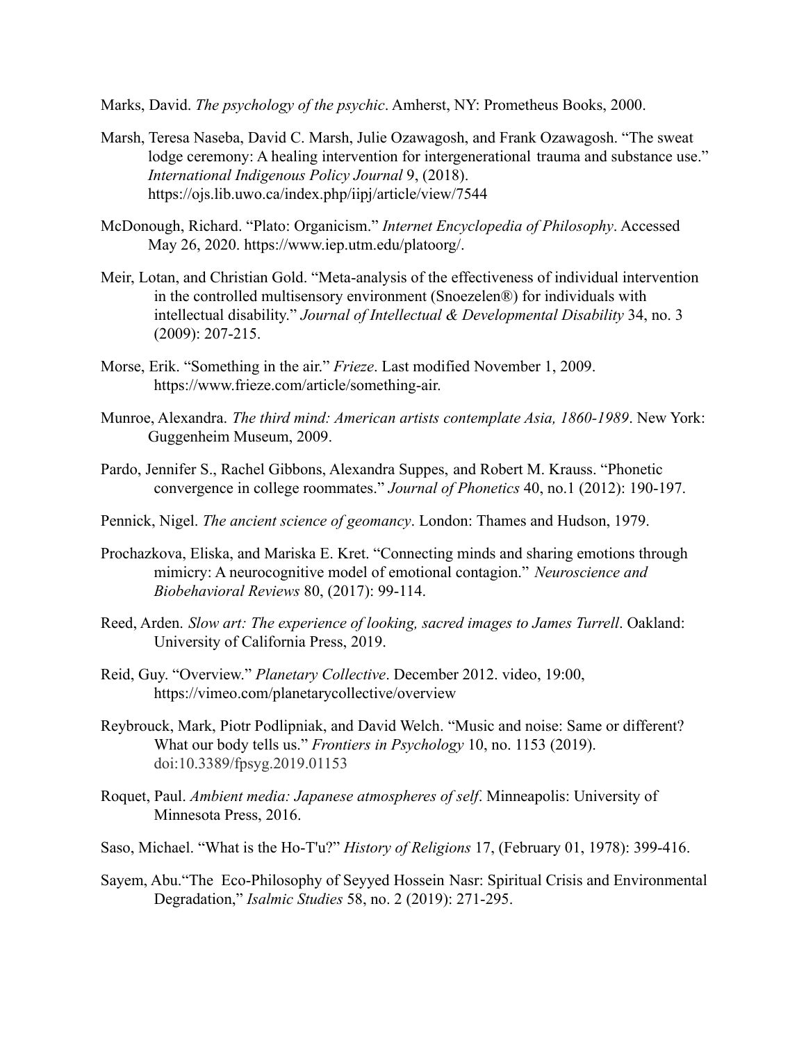Marks, David. *The psychology of the psychic*. Amherst, NY: Prometheus Books, 2000.

Marsh, Teresa Naseba, David C. Marsh, Julie Ozawagosh, and Frank Ozawagosh. "The sweat lodge ceremony: A healing intervention for intergenerational trauma and substance use." *International Indigenous Policy Journal* 9, (2018). https://ojs.lib.uwo.ca/index.php/iipj/article/view/7544

McDonough, Richard. "Plato: Organicism." *Internet Encyclopedia of Philosophy*. Accessed May 26, 2020. https://www.iep.utm.edu/platoorg/.

Meir, Lotan, and Christian Gold. "Meta-analysis of the effectiveness of individual intervention in the controlled multisensory environment (Snoezelen®) for individuals with intellectual disability." *Journal of Intellectual & Developmental Disability* 34, no. 3 (2009): 207-215.

Morse, Erik. "Something in the air." *Frieze*. Last modified November 1, 2009. https://www.frieze.com/article/something-air.

Munroe, Alexandra. *The third mind: American artists contemplate Asia, 1860-1989*. New York: Guggenheim Museum, 2009.

Pardo, Jennifer S., Rachel Gibbons, Alexandra Suppes, and Robert M. Krauss. "Phonetic convergence in college roommates." *Journal of Phonetics* 40, no.1 (2012): 190-197.

Pennick, Nigel. *The ancient science of geomancy*. London: Thames and Hudson, 1979.

Prochazkova, Eliska, and Mariska E. Kret. "Connecting minds and sharing emotions through mimicry: A neurocognitive model of emotional contagion." *Neuroscience and Biobehavioral Reviews* 80, (2017): 99-114.

Reed, Arden. *Slow art: The experience of looking, sacred images to James Turrell*. Oakland: University of California Press, 2019.

Reid, Guy. "Overview." *Planetary Collective*. December 2012. video, 19:00, https://vimeo.com/planetarycollective/overview

Reybrouck, Mark, Piotr Podlipniak, and David Welch. "Music and noise: Same or different? What our body tells us." *Frontiers in Psychology* 10, no. 1153 (2019). doi:10.3389/fpsyg.2019.01153

Roquet, Paul. *Ambient media: Japanese atmospheres of self*. Minneapolis: University of Minnesota Press, 2016.

Saso, Michael. "What is the Ho-T'u?" *History of Religions* 17, (February 01, 1978): 399-416.

Sayem, Abu."The Eco-Philosophy of Seyyed Hossein Nasr: Spiritual Crisis and Environmental Degradation," *Isalmic Studies* 58, no. 2 (2019): 271-295.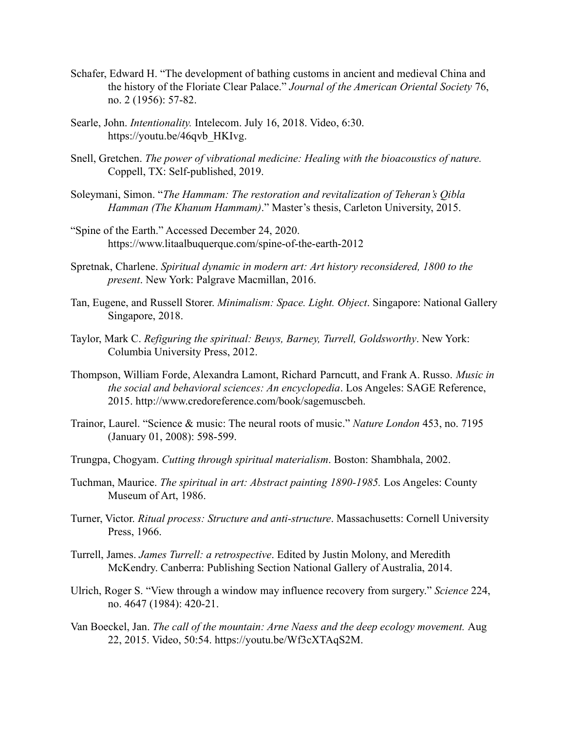Schafer, Edward H. "The development of bathing customs in ancient and medieval China and the history of the Floriate Clear Palace." *Journal of the American Oriental Society* 76, no. 2 (1956): 57-82.

Searle, John. *Intentionality.* Intelecom. July 16, 2018. Video, 6:30. https://youtu.be/46qvb_HKIvg.

Snell, Gretchen. *The power of vibrational medicine: Healing with the bioacoustics of nature.* Coppell, TX: Self-published, 2019.

Soleymani, Simon. "*The Hammam: The restoration and revitalization of Teheran's Qibla Hamman (The Khanum Hammam)*." Master's thesis, Carleton University, 2015.

"Spine of the Earth." Accessed December 24, 2020. https://www.litaalbuquerque.com/spine-of-the-earth-2012

Spretnak, Charlene. *Spiritual dynamic in modern art: Art history reconsidered, 1800 to the present*. New York: Palgrave Macmillan, 2016.

Tan, Eugene, and Russell Storer. *Minimalism: Space. Light. Object*. Singapore: National Gallery Singapore, 2018.

Taylor, Mark C. *Refiguring the spiritual: Beuys, Barney, Turrell, Goldsworthy*. New York: Columbia University Press, 2012.

Thompson, William Forde, Alexandra Lamont, Richard Parncutt, and Frank A. Russo. *Music in the social and behavioral sciences: An encyclopedia*. Los Angeles: SAGE Reference, 2015. http://www.credoreference.com/book/sagemuscbeh.

Trainor, Laurel. "Science & music: The neural roots of music." *Nature London* 453, no. 7195 (January 01, 2008): 598-599.

Trungpa, Chogyam. *Cutting through spiritual materialism*. Boston: Shambhala, 2002.

Tuchman, Maurice. *The spiritual in art: Abstract painting 1890-1985.* Los Angeles: County Museum of Art, 1986.

Turner, Victor. *Ritual process: Structure and anti-structure*. Massachusetts: Cornell University Press, 1966.

Turrell, James. *James Turrell: a retrospective*. Edited by Justin Molony, and Meredith McKendry. Canberra: Publishing Section National Gallery of Australia, 2014.

Ulrich, Roger S. "View through a window may influence recovery from surgery." *Science* 224, no. 4647 (1984): 420-21.

Van Boeckel, Jan. *The call of the mountain: Arne Naess and the deep ecology movement.* Aug 22, 2015. Video, 50:54. https://youtu.be/Wf3cXTAqS2M.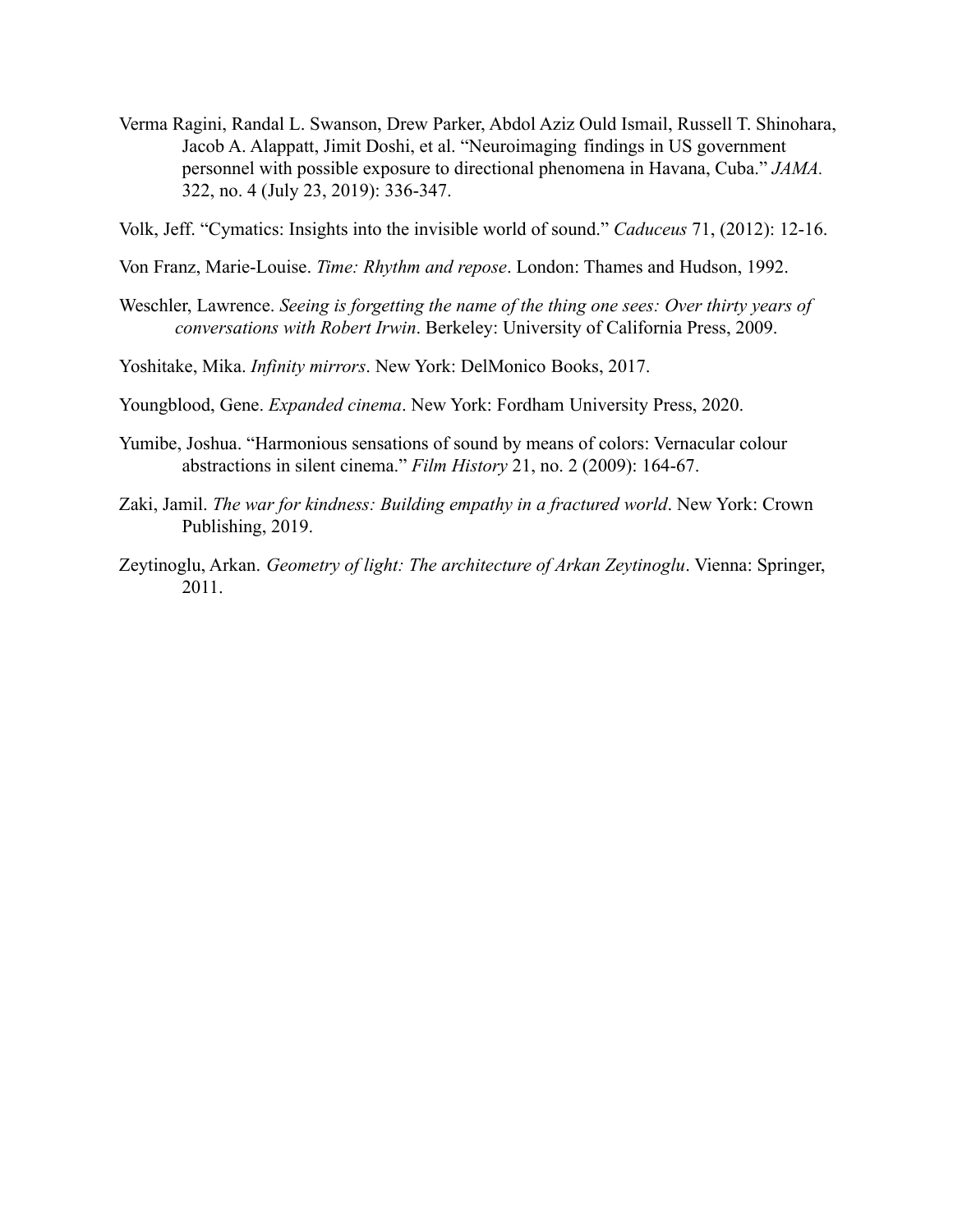Verma Ragini, Randal L. Swanson, Drew Parker, Abdol Aziz Ould Ismail, Russell T. Shinohara, Jacob A. Alappatt, Jimit Doshi, et al. "Neuroimaging findings in US government personnel with possible exposure to directional phenomena in Havana, Cuba." *JAMA.* 322, no. 4 (July 23, 2019): 336-347.

Volk, Jeff. "Cymatics: Insights into the invisible world of sound." *Caduceus* 71, (2012): 12-16.

Von Franz, Marie-Louise. *Time: Rhythm and repose*. London: Thames and Hudson, 1992.

Weschler, Lawrence. *Seeing is forgetting the name of the thing one sees: Over thirty years of conversations with Robert Irwin*. Berkeley: University of California Press, 2009.

Yoshitake, Mika. *Infinity mirrors*. New York: DelMonico Books, 2017.

Youngblood, Gene. *Expanded cinema*. New York: Fordham University Press, 2020.

Yumibe, Joshua. "Harmonious sensations of sound by means of colors: Vernacular colour abstractions in silent cinema." *Film History* 21, no. 2 (2009): 164-67.

Zaki, Jamil. *The war for kindness: Building empathy in a fractured world*. New York: Crown Publishing, 2019.

Zeytinoglu, Arkan. *Geometry of light: The architecture of Arkan Zeytinoglu*. Vienna: Springer, 2011.